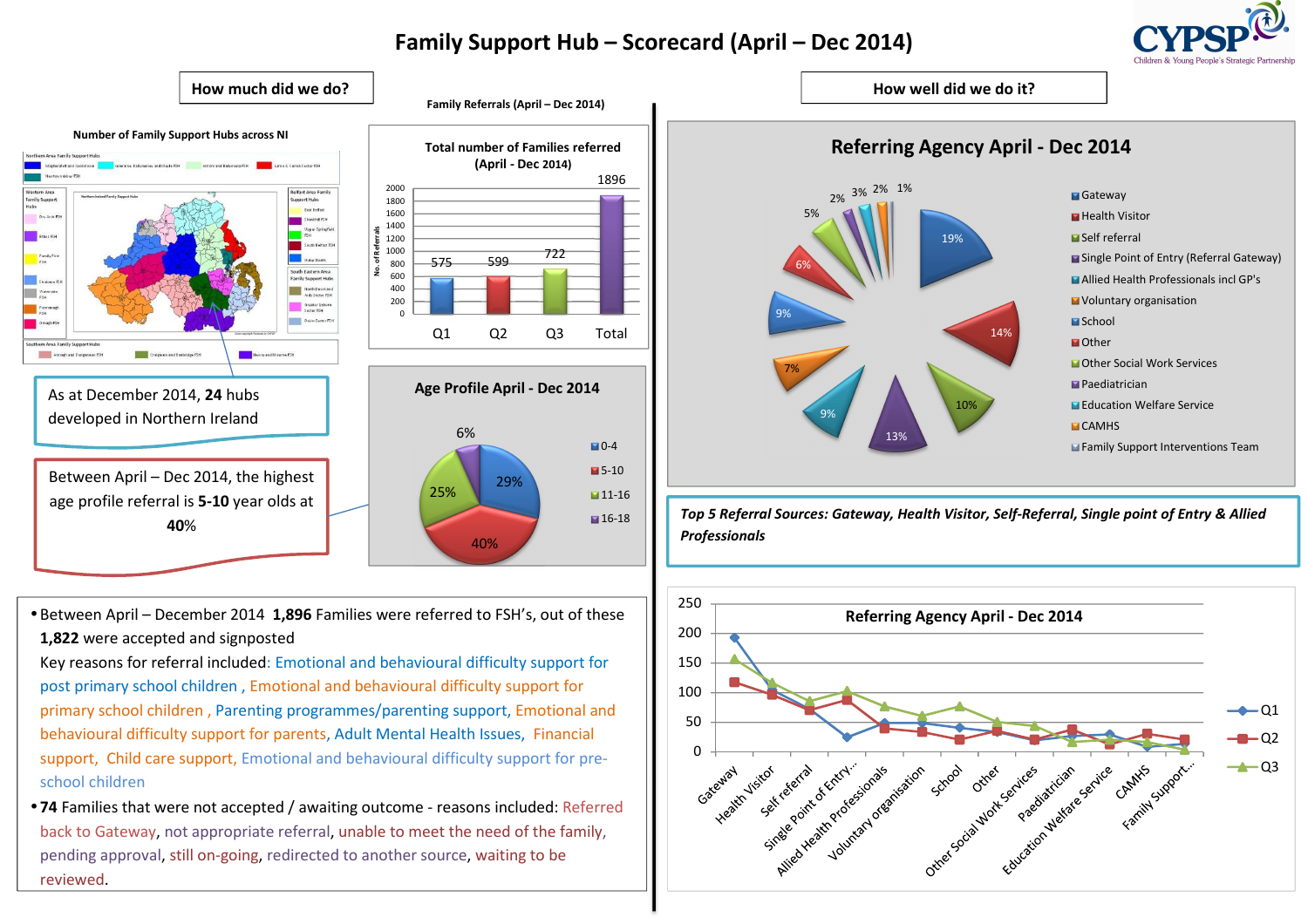# Family Support Hub – Scorecard (April – Dec 2014)

CYPSP Children & Young People's Strategic Partnership

## How much did we do?

**Number of Family Support Hubs across NI**

As at December 2014, **24** hubs developed in Northern Ireland

**Family Referrals (April – Dec 2014)**

Total number of Families referred (April - Dec 2014)

| | Q1 | Q2 | Q3 | Total |
|---|---|---|---|---|
| No. of Referrals | 575 | 599 | 722 | 1896 |

**Age Profile April - Dec 2014**

| Age | % |
|---|---|
| 0-4 | 29% |
| 5-10 | 40% |
| 11-16 | 25% |
| 16-18 | 6% |

Between April – Dec 2014, the highest age profile referral is **5-10** year olds at **40**%

- Between April – December 2014 **1,896** Families were referred to FSH's, out of these **1,822** were accepted and signposted
  Key reasons for referral included: Emotional and behavioural difficulty support for post primary school children , Emotional and behavioural difficulty support for primary school children , Parenting programmes/parenting support, Emotional and behavioural difficulty support for parents, Adult Mental Health Issues, Financial support, Child care support, Emotional and behavioural difficulty support for pre-school children
- **74** Families that were not accepted / awaiting outcome - reasons included: Referred back to Gateway, not appropriate referral, unable to meet the need of the family, pending approval, still on-going, redirected to another source, waiting to be reviewed.

## How well did we do it?

**Referring Agency April - Dec 2014**

| Referring Agency | % |
|---|---|
| Gateway | 19% |
| Health Visitor | 14% |
| Self referral | 10% |
| Single Point of Entry (Referral Gateway) | 13% |
| Allied Health Professionals incl GP's | 9% |
| Voluntary organisation | 7% |
| School | 9% |
| Other | 6% |
| Other Social Work Services | 5% |
| Paediatrician | 2% |
| Education Welfare Service | 3% |
| CAMHS | 2% |
| Family Support Interventions Team | 1% |

***Top 5 Referral Sources: Gateway, Health Visitor, Self-Referral, Single point of Entry & Allied Professionals***

**Referring Agency April - Dec 2014**

(Line chart of referrals by quarter — Q1, Q2, Q3 — across: Gateway, Health Visitor, Self referral, Single Point of Entry..., Allied Health Professionals, Voluntary organisation, School, Other, Other Social Work Services, Paediatrician, Education Welfare Service, CAMHS, Family Support...)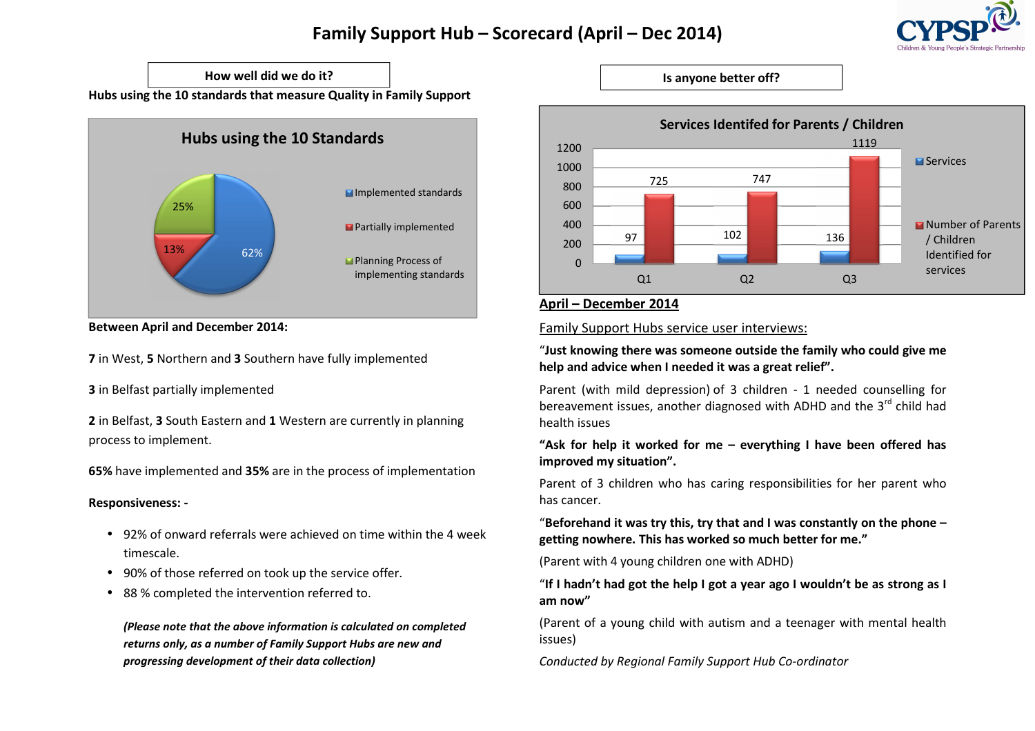# Family Support Hub – Scorecard (April – Dec 2014)

CYPSP
Children & Young People's Strategic Partnership

## How well did we do it?

**Hubs using the 10 standards that measure Quality in Family Support**

Hubs using the 10 Standards

25%
13%
62%

Implemented standards
Partially implemented
Planning Process of implementing standards

**Between April and December 2014:**

**7** in West, **5** Northern and **3** Southern have fully implemented

**3** in Belfast partially implemented

**2** in Belfast, **3** South Eastern and **1** Western are currently in planning process to implement.

**65%** have implemented and **35%** are in the process of implementation

**Responsiveness: -**

- 92% of onward referrals were achieved on time within the 4 week timescale.
- 90% of those referred on took up the service offer.
- 88 % completed the intervention referred to.

***(Please note that the above information is calculated on completed returns only, as a number of Family Support Hubs are new and progressing development of their data collection)***

## Is anyone better off?

Services Identifed for Parents / Children

1200
1000
800
600
400
200
0

Q1: 97, 725
Q2: 102, 747
Q3: 136, 1119

Services
Number of Parents / Children Identified for services

**April – December 2014**

Family Support Hubs service user interviews:

"**Just knowing there was someone outside the family who could give me help and advice when I needed it was a great relief".**

Parent (with mild depression) of 3 children - 1 needed counselling for bereavement issues, another diagnosed with ADHD and the 3rd child had health issues

**"Ask for help it worked for me – everything I have been offered has improved my situation".**

Parent of 3 children who has caring responsibilities for her parent who has cancer.

"**Beforehand it was try this, try that and I was constantly on the phone – getting nowhere. This has worked so much better for me."**

(Parent with 4 young children one with ADHD)

"**If I hadn't had got the help I got a year ago I wouldn't be as strong as I am now"**

(Parent of a young child with autism and a teenager with mental health issues)

*Conducted by Regional Family Support Hub Co-ordinator*